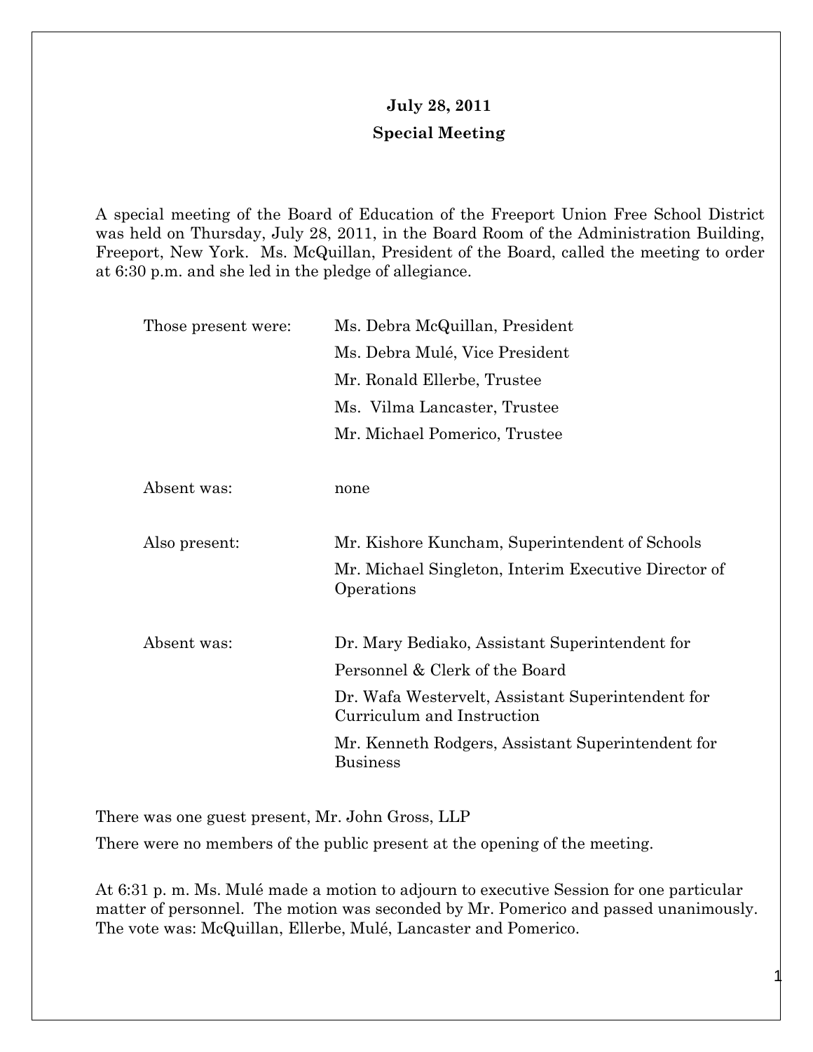**July 28, 2011**

**Special Meeting**

A special meeting of the Board of Education of the Freeport Union Free School District was held on Thursday, July 28, 2011, in the Board Room of the Administration Building, Freeport, New York. Ms. McQuillan, President of the Board, called the meeting to order at 6:30 p.m. and she led in the pledge of allegiance.

| | |
|---|---|
| Those present were: | Ms. Debra McQuillan, President |
| | Ms. Debra Mulé, Vice President |
| | Mr. Ronald Ellerbe, Trustee |
| | Ms. Vilma Lancaster, Trustee |
| | Mr. Michael Pomerico, Trustee |
| Absent was: | none |
| Also present: | Mr. Kishore Kuncham, Superintendent of Schools |
| | Mr. Michael Singleton, Interim Executive Director of Operations |
| Absent was: | Dr. Mary Bediako, Assistant Superintendent for Personnel & Clerk of the Board |
| | Dr. Wafa Westervelt, Assistant Superintendent for Curriculum and Instruction |
| | Mr. Kenneth Rodgers, Assistant Superintendent for Business |

There was one guest present, Mr. John Gross, LLP

There were no members of the public present at the opening of the meeting.

At 6:31 p. m. Ms. Mulé made a motion to adjourn to executive Session for one particular matter of personnel. The motion was seconded by Mr. Pomerico and passed unanimously. The vote was: McQuillan, Ellerbe, Mulé, Lancaster and Pomerico.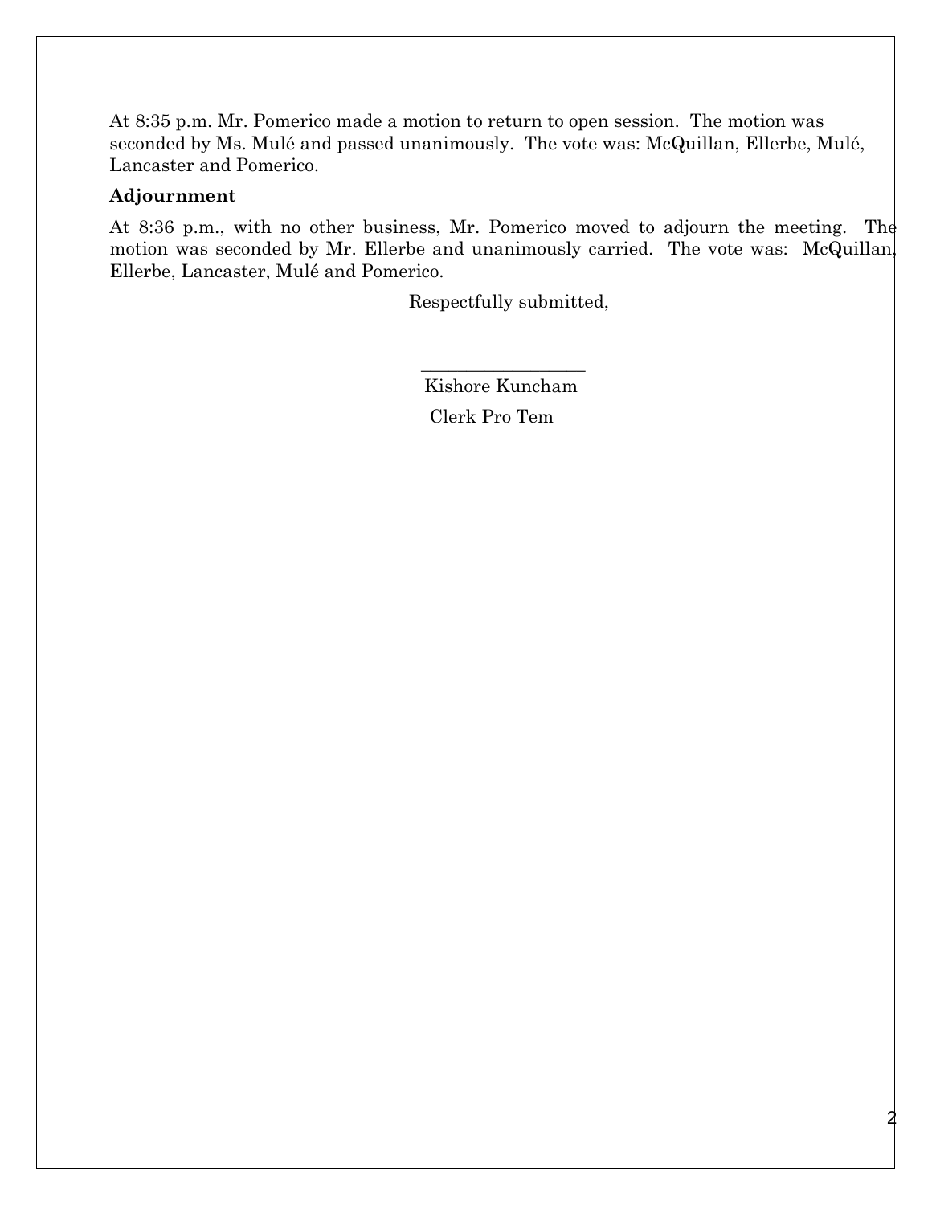At 8:35 p.m. Mr. Pomerico made a motion to return to open session. The motion was seconded by Ms. Mulé and passed unanimously. The vote was: McQuillan, Ellerbe, Mulé, Lancaster and Pomerico.

**Adjournment**

At 8:36 p.m., with no other business, Mr. Pomerico moved to adjourn the meeting. The motion was seconded by Mr. Ellerbe and unanimously carried. The vote was: McQuillan, Ellerbe, Lancaster, Mulé and Pomerico.

Respectfully submitted,

\_\_\_\_\_\_\_\_\_\_\_\_\_\_\_\_\_\_

Kishore Kuncham

Clerk Pro Tem